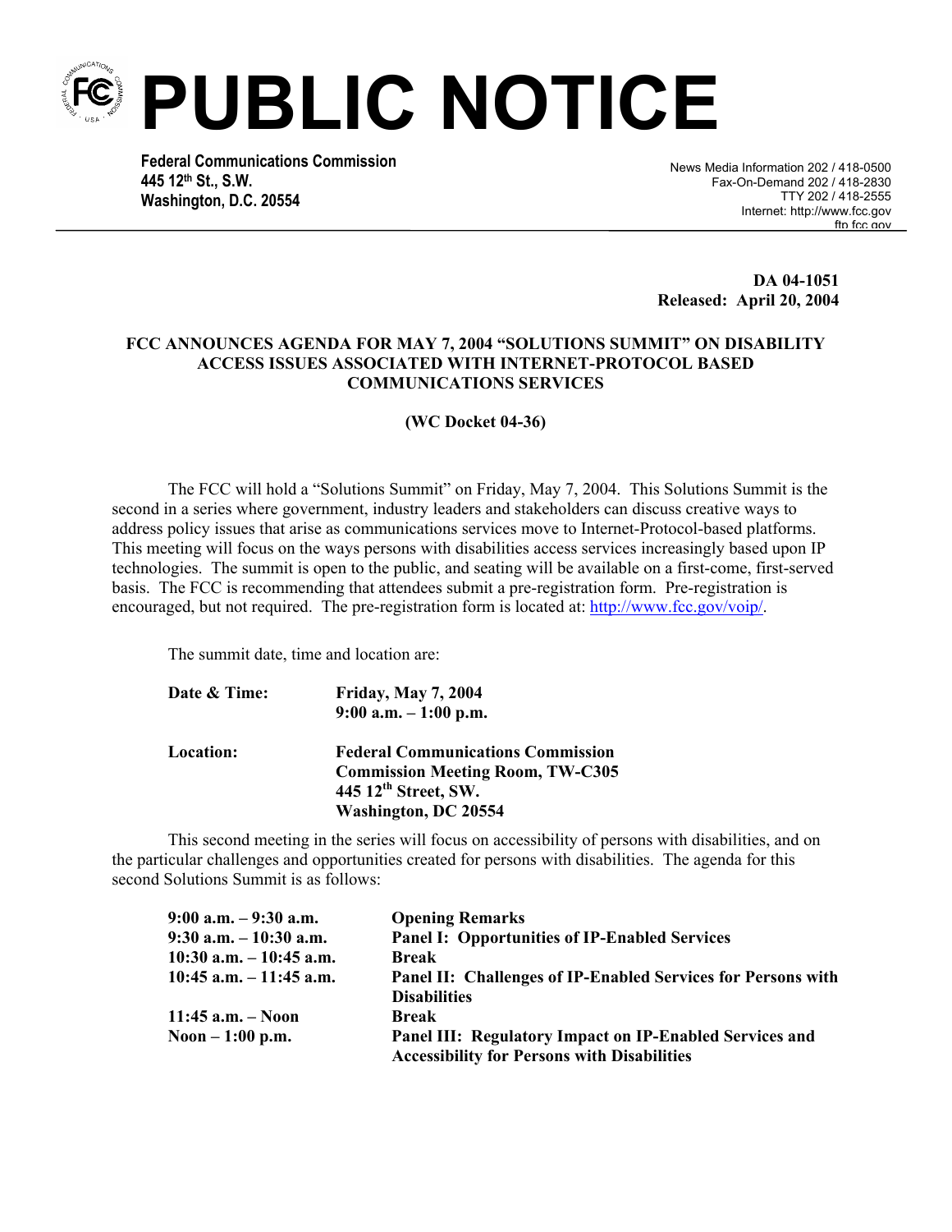# PUBLIC NOTICE

**Federal Communications Commission**
**445 12th St., S.W.**
**Washington, D.C. 20554**

News Media Information 202 / 418-0500
Fax-On-Demand 202 / 418-2830
TTY 202 / 418-2555
Internet: http://www.fcc.gov
ftp.fcc.gov

**DA 04-1051**
**Released: April 20, 2004**

**FCC ANNOUNCES AGENDA FOR MAY 7, 2004 "SOLUTIONS SUMMIT" ON DISABILITY ACCESS ISSUES ASSOCIATED WITH INTERNET-PROTOCOL BASED COMMUNICATIONS SERVICES**

**(WC Docket 04-36)**

The FCC will hold a "Solutions Summit" on Friday, May 7, 2004. This Solutions Summit is the second in a series where government, industry leaders and stakeholders can discuss creative ways to address policy issues that arise as communications services move to Internet-Protocol-based platforms. This meeting will focus on the ways persons with disabilities access services increasingly based upon IP technologies. The summit is open to the public, and seating will be available on a first-come, first-served basis. The FCC is recommending that attendees submit a pre-registration form. Pre-registration is encouraged, but not required. The pre-registration form is located at: http://www.fcc.gov/voip/.

The summit date, time and location are:

**Date & Time:** **Friday, May 7, 2004**
**9:00 a.m. – 1:00 p.m.**

**Location:** **Federal Communications Commission**
**Commission Meeting Room, TW-C305**
**445 12th Street, SW.**
**Washington, DC 20554**

This second meeting in the series will focus on accessibility of persons with disabilities, and on the particular challenges and opportunities created for persons with disabilities. The agenda for this second Solutions Summit is as follows:

| | |
|---|---|
| **9:00 a.m. – 9:30 a.m.** | **Opening Remarks** |
| **9:30 a.m. – 10:30 a.m.** | **Panel I: Opportunities of IP-Enabled Services** |
| **10:30 a.m. – 10:45 a.m.** | **Break** |
| **10:45 a.m. – 11:45 a.m.** | **Panel II: Challenges of IP-Enabled Services for Persons with Disabilities** |
| **11:45 a.m. – Noon** | **Break** |
| **Noon – 1:00 p.m.** | **Panel III: Regulatory Impact on IP-Enabled Services and Accessibility for Persons with Disabilities** |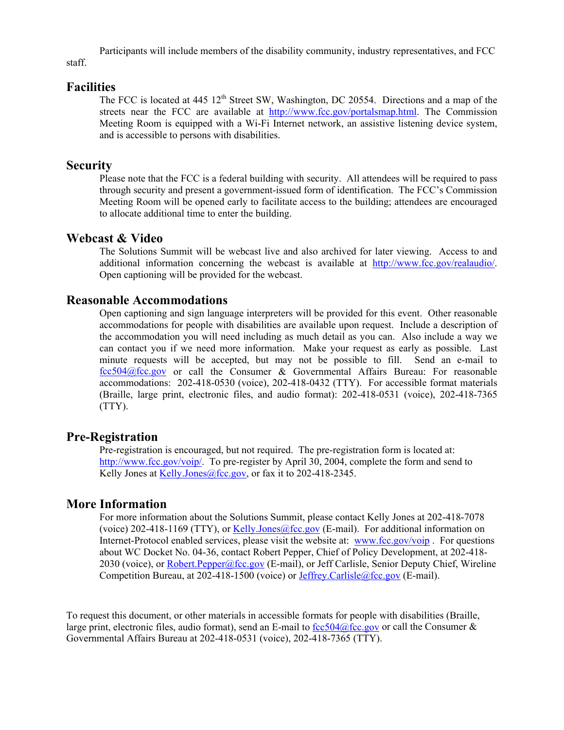Participants will include members of the disability community, industry representatives, and FCC staff.

## Facilities

The FCC is located at 445 12th Street SW, Washington, DC 20554. Directions and a map of the streets near the FCC are available at http://www.fcc.gov/portalsmap.html. The Commission Meeting Room is equipped with a Wi-Fi Internet network, an assistive listening device system, and is accessible to persons with disabilities.

## Security

Please note that the FCC is a federal building with security. All attendees will be required to pass through security and present a government-issued form of identification. The FCC's Commission Meeting Room will be opened early to facilitate access to the building; attendees are encouraged to allocate additional time to enter the building.

## Webcast & Video

The Solutions Summit will be webcast live and also archived for later viewing. Access to and additional information concerning the webcast is available at http://www.fcc.gov/realaudio/. Open captioning will be provided for the webcast.

## Reasonable Accommodations

Open captioning and sign language interpreters will be provided for this event. Other reasonable accommodations for people with disabilities are available upon request. Include a description of the accommodation you will need including as much detail as you can. Also include a way we can contact you if we need more information. Make your request as early as possible. Last minute requests will be accepted, but may not be possible to fill. Send an e-mail to fcc504@fcc.gov or call the Consumer & Governmental Affairs Bureau: For reasonable accommodations: 202-418-0530 (voice), 202-418-0432 (TTY). For accessible format materials (Braille, large print, electronic files, and audio format): 202-418-0531 (voice), 202-418-7365 (TTY).

## Pre-Registration

Pre-registration is encouraged, but not required. The pre-registration form is located at: http://www.fcc.gov/voip/. To pre-register by April 30, 2004, complete the form and send to Kelly Jones at Kelly.Jones@fcc.gov, or fax it to 202-418-2345.

## More Information

For more information about the Solutions Summit, please contact Kelly Jones at 202-418-7078 (voice) 202-418-1169 (TTY), or Kelly.Jones@fcc.gov (E-mail). For additional information on Internet-Protocol enabled services, please visit the website at: www.fcc.gov/voip . For questions about WC Docket No. 04-36, contact Robert Pepper, Chief of Policy Development, at 202-418-2030 (voice), or Robert.Pepper@fcc.gov (E-mail), or Jeff Carlisle, Senior Deputy Chief, Wireline Competition Bureau, at 202-418-1500 (voice) or Jeffrey.Carlisle@fcc.gov (E-mail).

To request this document, or other materials in accessible formats for people with disabilities (Braille, large print, electronic files, audio format), send an E-mail to fcc504@fcc.gov or call the Consumer & Governmental Affairs Bureau at 202-418-0531 (voice), 202-418-7365 (TTY).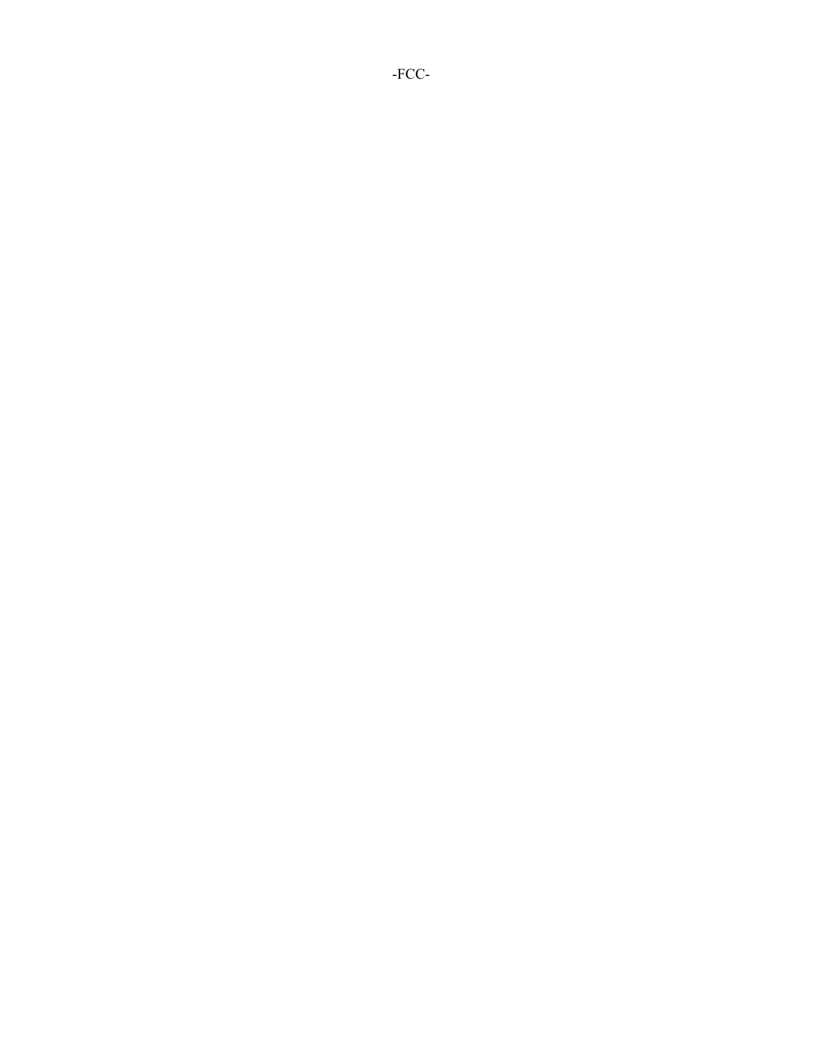-FCC-